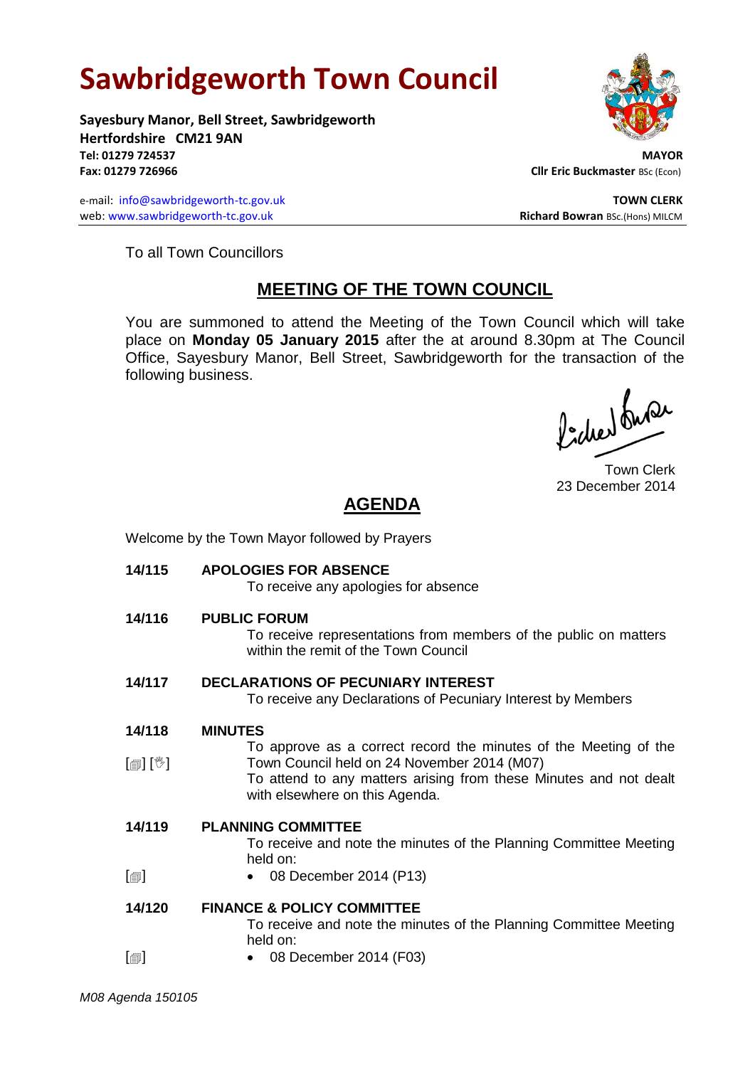# Sawbridgeworth Town Council

**Sayesbury Manor, Bell Street, Sawbridgeworth**
**Hertfordshire CM21 9AN**
**Tel: 01279 724537**
**Fax: 01279 726966**

**MAYOR**
**Cllr Eric Buckmaster** BSc (Econ)

e-mail: info@sawbridgeworth-tc.gov.uk
web: www.sawbridgeworth-tc.gov.uk

**TOWN CLERK**
**Richard Bowran** BSc.(Hons) MILCM

To all Town Councillors

## MEETING OF THE TOWN COUNCIL

You are summoned to attend the Meeting of the Town Council which will take place on **Monday 05 January 2015** after the at around 8.30pm at The Council Office, Sayesbury Manor, Bell Street, Sawbridgeworth for the transaction of the following business.

Town Clerk
23 December 2014

## AGENDA

Welcome by the Town Mayor followed by Prayers

**14/115 APOLOGIES FOR ABSENCE**
To receive any apologies for absence

**14/116 PUBLIC FORUM**
To receive representations from members of the public on matters within the remit of the Town Council

**14/117 DECLARATIONS OF PECUNIARY INTEREST**
To receive any Declarations of Pecuniary Interest by Members

**14/118 MINUTES**
[🗐] [👋] To approve as a correct record the minutes of the Meeting of the Town Council held on 24 November 2014 (M07)
To attend to any matters arising from these Minutes and not dealt with elsewhere on this Agenda.

**14/119 PLANNING COMMITTEE**
To receive and note the minutes of the Planning Committee Meeting held on:
[🗐]
- 08 December 2014 (P13)

**14/120 FINANCE & POLICY COMMITTEE**
To receive and note the minutes of the Planning Committee Meeting held on:
[🗐]
- 08 December 2014 (F03)

*M08 Agenda 150105*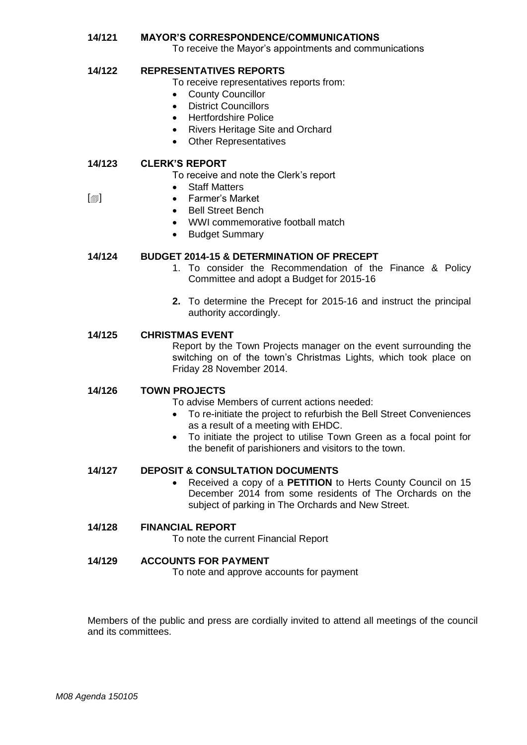**14/121 MAYOR'S CORRESPONDENCE/COMMUNICATIONS**

To receive the Mayor's appointments and communications

**14/122 REPRESENTATIVES REPORTS**

To receive representatives reports from:

- County Councillor
- District Councillors
- Hertfordshire Police
- Rivers Heritage Site and Orchard
- Other Representatives

**14/123 CLERK'S REPORT**

To receive and note the Clerk's report

- Staff Matters
- [🗐] Farmer's Market
- Bell Street Bench
- WWI commemorative football match
- Budget Summary

**14/124 BUDGET 2014-15 & DETERMINATION OF PRECEPT**

1. To consider the Recommendation of the Finance & Policy Committee and adopt a Budget for 2015-16
2. To determine the Precept for 2015-16 and instruct the principal authority accordingly.

**14/125 CHRISTMAS EVENT**

Report by the Town Projects manager on the event surrounding the switching on of the town's Christmas Lights, which took place on Friday 28 November 2014.

**14/126 TOWN PROJECTS**

To advise Members of current actions needed:

- To re-initiate the project to refurbish the Bell Street Conveniences as a result of a meeting with EHDC.
- To initiate the project to utilise Town Green as a focal point for the benefit of parishioners and visitors to the town.

**14/127 DEPOSIT & CONSULTATION DOCUMENTS**

- Received a copy of a **PETITION** to Herts County Council on 15 December 2014 from some residents of The Orchards on the subject of parking in The Orchards and New Street.

**14/128 FINANCIAL REPORT**

To note the current Financial Report

**14/129 ACCOUNTS FOR PAYMENT**

To note and approve accounts for payment

Members of the public and press are cordially invited to attend all meetings of the council and its committees.

*M08 Agenda 150105*